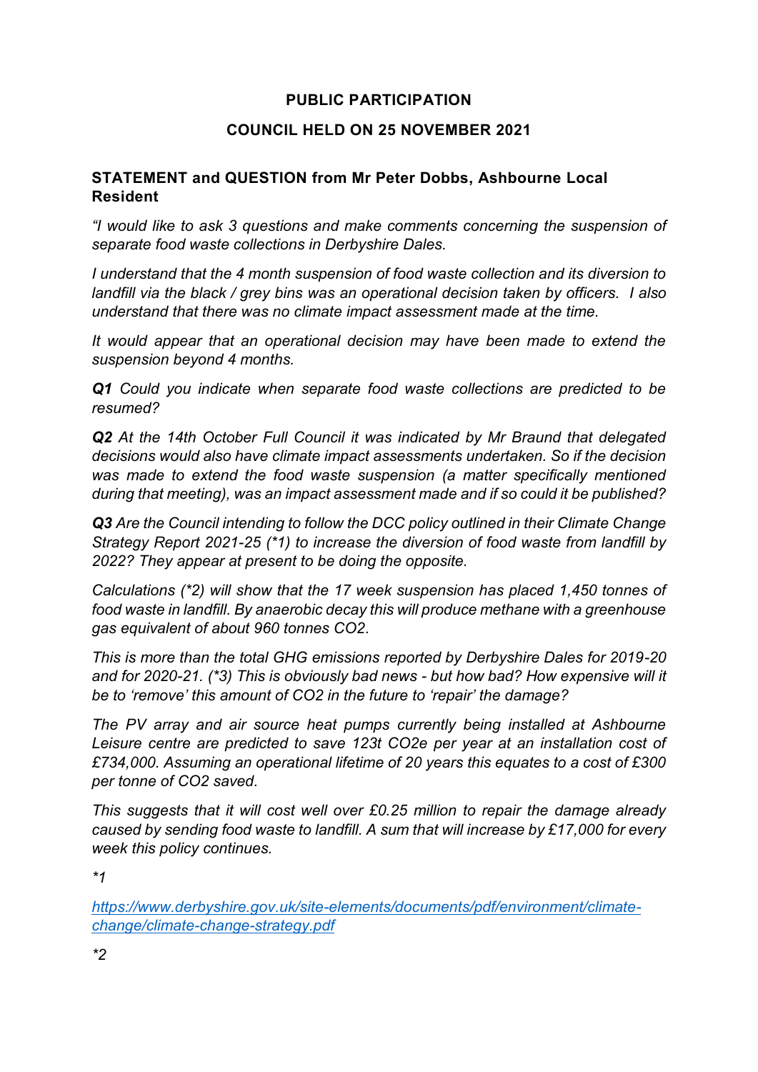**PUBLIC PARTICIPATION**

**COUNCIL HELD ON 25 NOVEMBER 2021**

**STATEMENT and QUESTION from Mr Peter Dobbs, Ashbourne Local Resident**

*"I would like to ask 3 questions and make comments concerning the suspension of separate food waste collections in Derbyshire Dales.*

*I understand that the 4 month suspension of food waste collection and its diversion to landfill via the black / grey bins was an operational decision taken by officers. I also understand that there was no climate impact assessment made at the time.*

*It would appear that an operational decision may have been made to extend the suspension beyond 4 months.*

***Q1*** *Could you indicate when separate food waste collections are predicted to be resumed?*

***Q2*** *At the 14th October Full Council it was indicated by Mr Braund that delegated decisions would also have climate impact assessments undertaken. So if the decision was made to extend the food waste suspension (a matter specifically mentioned during that meeting), was an impact assessment made and if so could it be published?*

***Q3*** *Are the Council intending to follow the DCC policy outlined in their Climate Change Strategy Report 2021-25 (*1) to increase the diversion of food waste from landfill by 2022? They appear at present to be doing the opposite.*

*Calculations (*2) will show that the 17 week suspension has placed 1,450 tonnes of food waste in landfill. By anaerobic decay this will produce methane with a greenhouse gas equivalent of about 960 tonnes CO2.*

*This is more than the total GHG emissions reported by Derbyshire Dales for 2019-20 and for 2020-21. (*3) This is obviously bad news - but how bad? How expensive will it be to 'remove' this amount of CO2 in the future to 'repair' the damage?*

*The PV array and air source heat pumps currently being installed at Ashbourne Leisure centre are predicted to save 123t CO2e per year at an installation cost of £734,000. Assuming an operational lifetime of 20 years this equates to a cost of £300 per tonne of CO2 saved.*

*This suggests that it will cost well over £0.25 million to repair the damage already caused by sending food waste to landfill. A sum that will increase by £17,000 for every week this policy continues.*

**1*

*https://www.derbyshire.gov.uk/site-elements/documents/pdf/environment/climate-change/climate-change-strategy.pdf*

**2*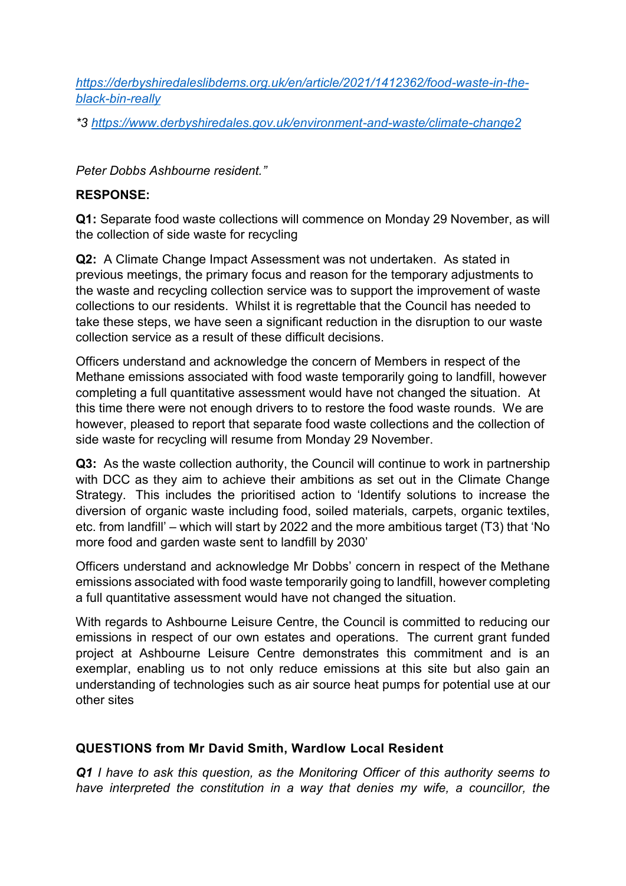https://derbyshiredaleslibdems.org.uk/en/article/2021/1412362/food-waste-in-the-black-bin-really

*3 https://www.derbyshiredales.gov.uk/environment-and-waste/climate-change2

*Peter Dobbs Ashbourne resident."*

**RESPONSE:**

**Q1:** Separate food waste collections will commence on Monday 29 November, as will the collection of side waste for recycling

**Q2:** A Climate Change Impact Assessment was not undertaken. As stated in previous meetings, the primary focus and reason for the temporary adjustments to the waste and recycling collection service was to support the improvement of waste collections to our residents. Whilst it is regrettable that the Council has needed to take these steps, we have seen a significant reduction in the disruption to our waste collection service as a result of these difficult decisions.

Officers understand and acknowledge the concern of Members in respect of the Methane emissions associated with food waste temporarily going to landfill, however completing a full quantitative assessment would have not changed the situation. At this time there were not enough drivers to to restore the food waste rounds. We are however, pleased to report that separate food waste collections and the collection of side waste for recycling will resume from Monday 29 November.

**Q3:** As the waste collection authority, the Council will continue to work in partnership with DCC as they aim to achieve their ambitions as set out in the Climate Change Strategy. This includes the prioritised action to 'Identify solutions to increase the diversion of organic waste including food, soiled materials, carpets, organic textiles, etc. from landfill' – which will start by 2022 and the more ambitious target (T3) that 'No more food and garden waste sent to landfill by 2030'

Officers understand and acknowledge Mr Dobbs' concern in respect of the Methane emissions associated with food waste temporarily going to landfill, however completing a full quantitative assessment would have not changed the situation.

With regards to Ashbourne Leisure Centre, the Council is committed to reducing our emissions in respect of our own estates and operations. The current grant funded project at Ashbourne Leisure Centre demonstrates this commitment and is an exemplar, enabling us to not only reduce emissions at this site but also gain an understanding of technologies such as air source heat pumps for potential use at our other sites

**QUESTIONS from Mr David Smith, Wardlow Local Resident**

***Q1*** *I have to ask this question, as the Monitoring Officer of this authority seems to have interpreted the constitution in a way that denies my wife, a councillor, the*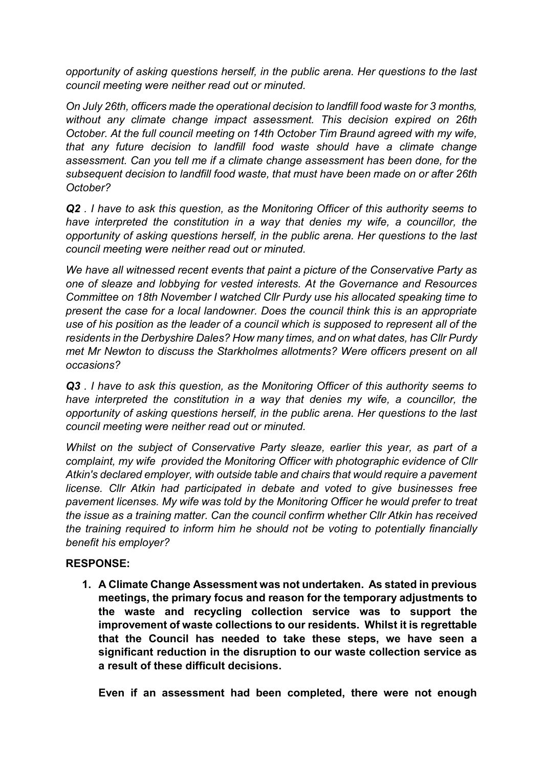*opportunity of asking questions herself, in the public arena. Her questions to the last council meeting were neither read out or minuted.*

*On July 26th, officers made the operational decision to landfill food waste for 3 months, without any climate change impact assessment. This decision expired on 26th October. At the full council meeting on 14th October Tim Braund agreed with my wife, that any future decision to landfill food waste should have a climate change assessment. Can you tell me if a climate change assessment has been done, for the subsequent decision to landfill food waste, that must have been made on or after 26th October?*

***Q2*** *. I have to ask this question, as the Monitoring Officer of this authority seems to have interpreted the constitution in a way that denies my wife, a councillor, the opportunity of asking questions herself, in the public arena. Her questions to the last council meeting were neither read out or minuted.*

*We have all witnessed recent events that paint a picture of the Conservative Party as one of sleaze and lobbying for vested interests. At the Governance and Resources Committee on 18th November I watched Cllr Purdy use his allocated speaking time to present the case for a local landowner. Does the council think this is an appropriate use of his position as the leader of a council which is supposed to represent all of the residents in the Derbyshire Dales? How many times, and on what dates, has Cllr Purdy met Mr Newton to discuss the Starkholmes allotments? Were officers present on all occasions?*

***Q3*** *. I have to ask this question, as the Monitoring Officer of this authority seems to have interpreted the constitution in a way that denies my wife, a councillor, the opportunity of asking questions herself, in the public arena. Her questions to the last council meeting were neither read out or minuted.*

*Whilst on the subject of Conservative Party sleaze, earlier this year, as part of a complaint, my wife provided the Monitoring Officer with photographic evidence of Cllr Atkin's declared employer, with outside table and chairs that would require a pavement license. Cllr Atkin had participated in debate and voted to give businesses free pavement licenses. My wife was told by the Monitoring Officer he would prefer to treat the issue as a training matter. Can the council confirm whether Cllr Atkin has received the training required to inform him he should not be voting to potentially financially benefit his employer?*

**RESPONSE:**

1. **A Climate Change Assessment was not undertaken. As stated in previous meetings, the primary focus and reason for the temporary adjustments to the waste and recycling collection service was to support the improvement of waste collections to our residents. Whilst it is regrettable that the Council has needed to take these steps, we have seen a significant reduction in the disruption to our waste collection service as a result of these difficult decisions.**

   **Even if an assessment had been completed, there were not enough**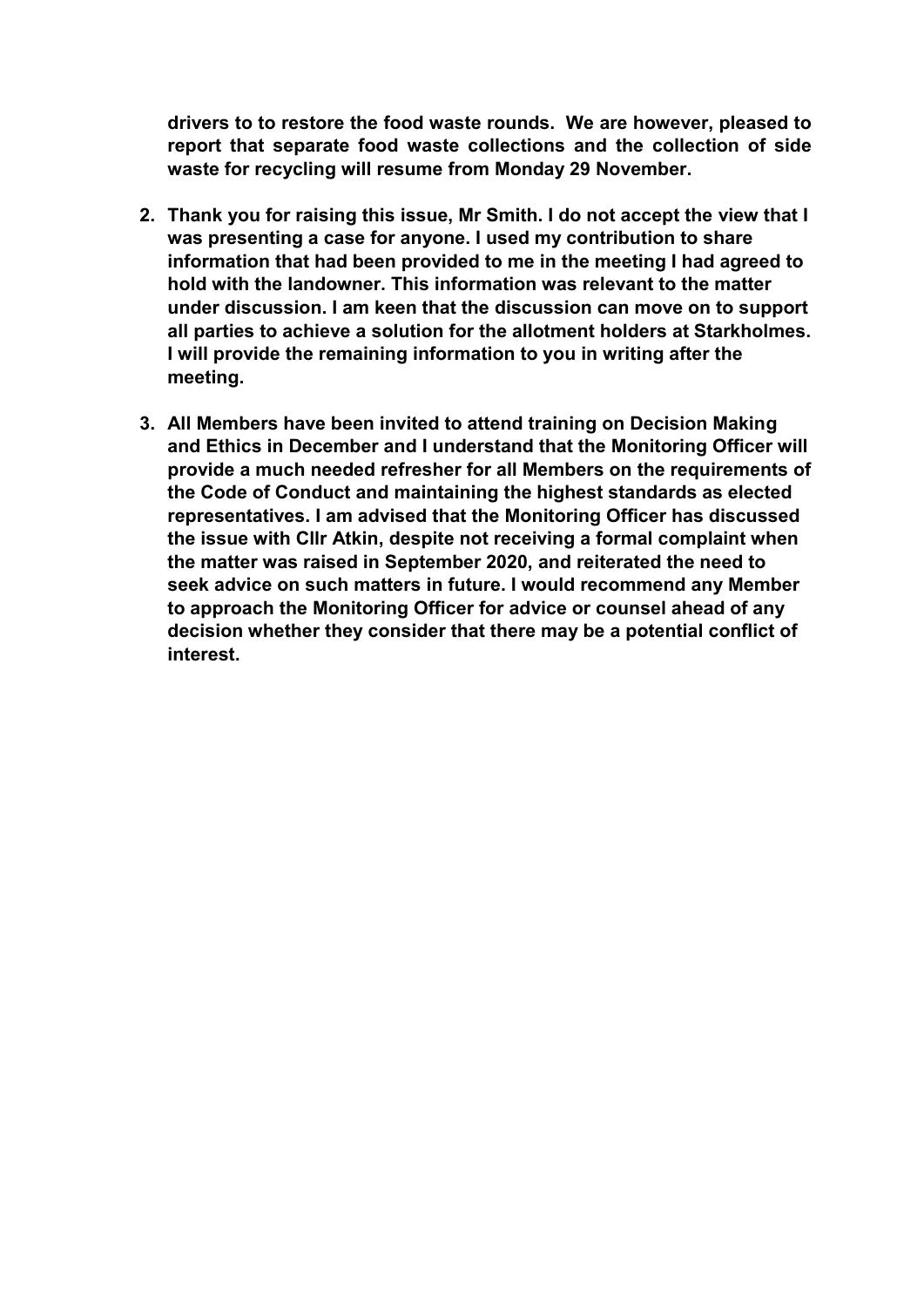**drivers to to restore the food waste rounds. We are however, pleased to report that separate food waste collections and the collection of side waste for recycling will resume from Monday 29 November.**

2. **Thank you for raising this issue, Mr Smith. I do not accept the view that I was presenting a case for anyone. I used my contribution to share information that had been provided to me in the meeting I had agreed to hold with the landowner. This information was relevant to the matter under discussion. I am keen that the discussion can move on to support all parties to achieve a solution for the allotment holders at Starkholmes. I will provide the remaining information to you in writing after the meeting.**

3. **All Members have been invited to attend training on Decision Making and Ethics in December and I understand that the Monitoring Officer will provide a much needed refresher for all Members on the requirements of the Code of Conduct and maintaining the highest standards as elected representatives. I am advised that the Monitoring Officer has discussed the issue with Cllr Atkin, despite not receiving a formal complaint when the matter was raised in September 2020, and reiterated the need to seek advice on such matters in future. I would recommend any Member to approach the Monitoring Officer for advice or counsel ahead of any decision whether they consider that there may be a potential conflict of interest.**